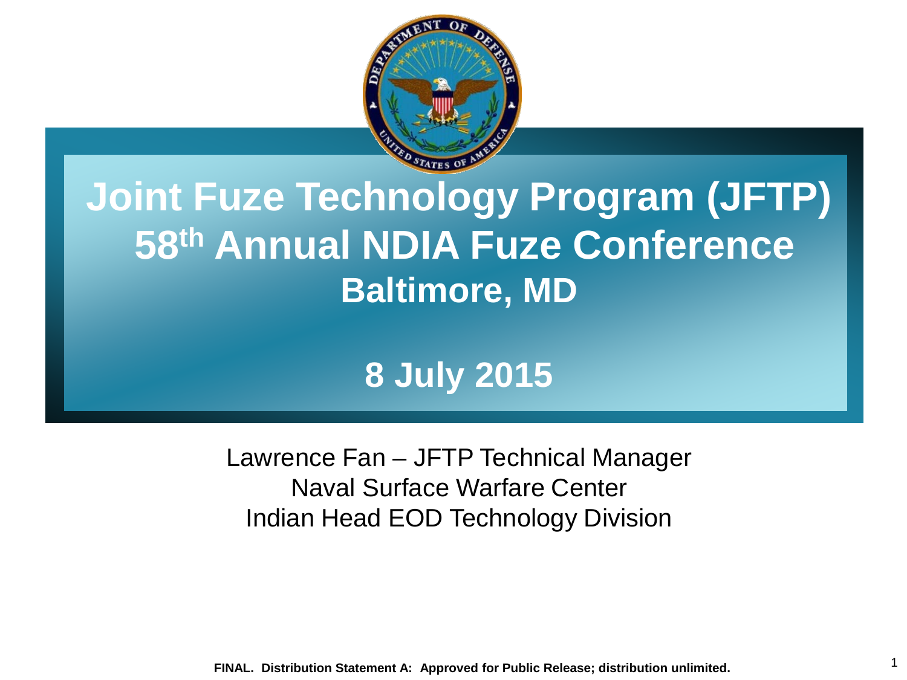# Joint Fuze Technology Program (JFTP)

## 58th Annual NDIA Fuze Conference

### Baltimore, MD

### 8 July 2015

Lawrence Fan – JFTP Technical Manager
Naval Surface Warfare Center
Indian Head EOD Technology Division

**FINAL. Distribution Statement A: Approved for Public Release; distribution unlimited.**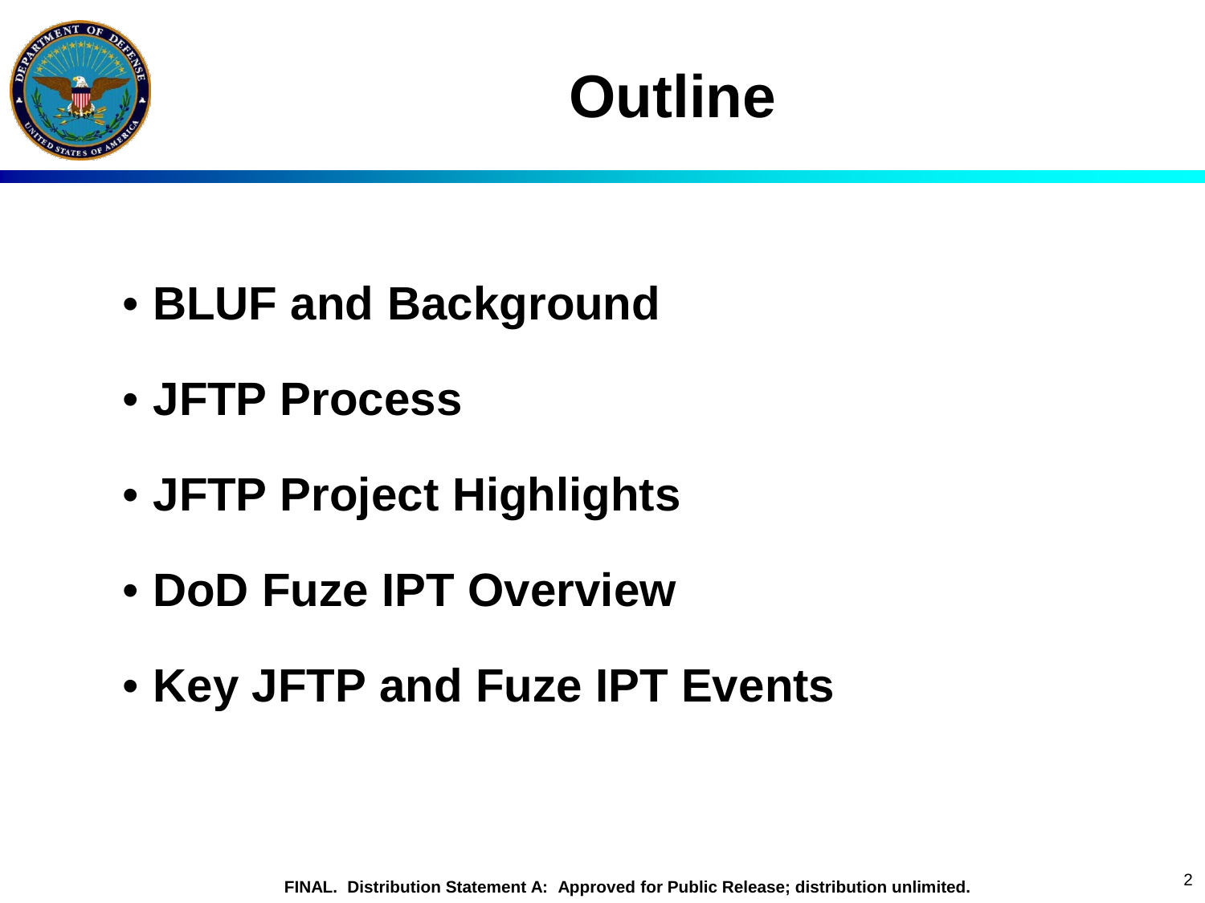# Outline

- BLUF and Background
- JFTP Process
- JFTP Project Highlights
- DoD Fuze IPT Overview
- Key JFTP and Fuze IPT Events

FINAL. Distribution Statement A: Approved for Public Release; distribution unlimited.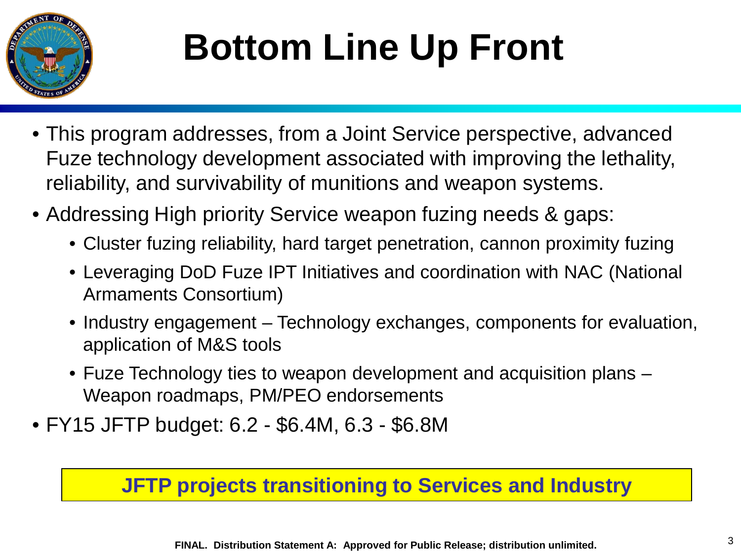# Bottom Line Up Front

- This program addresses, from a Joint Service perspective, advanced Fuze technology development associated with improving the lethality, reliability, and survivability of munitions and weapon systems.
- Addressing High priority Service weapon fuzing needs & gaps:
  - Cluster fuzing reliability, hard target penetration, cannon proximity fuzing
  - Leveraging DoD Fuze IPT Initiatives and coordination with NAC (National Armaments Consortium)
  - Industry engagement – Technology exchanges, components for evaluation, application of M&S tools
  - Fuze Technology ties to weapon development and acquisition plans – Weapon roadmaps, PM/PEO endorsements
- FY15 JFTP budget: 6.2 - $6.4M, 6.3 - $6.8M

**JFTP projects transitioning to Services and Industry**

**FINAL. Distribution Statement A: Approved for Public Release; distribution unlimited.**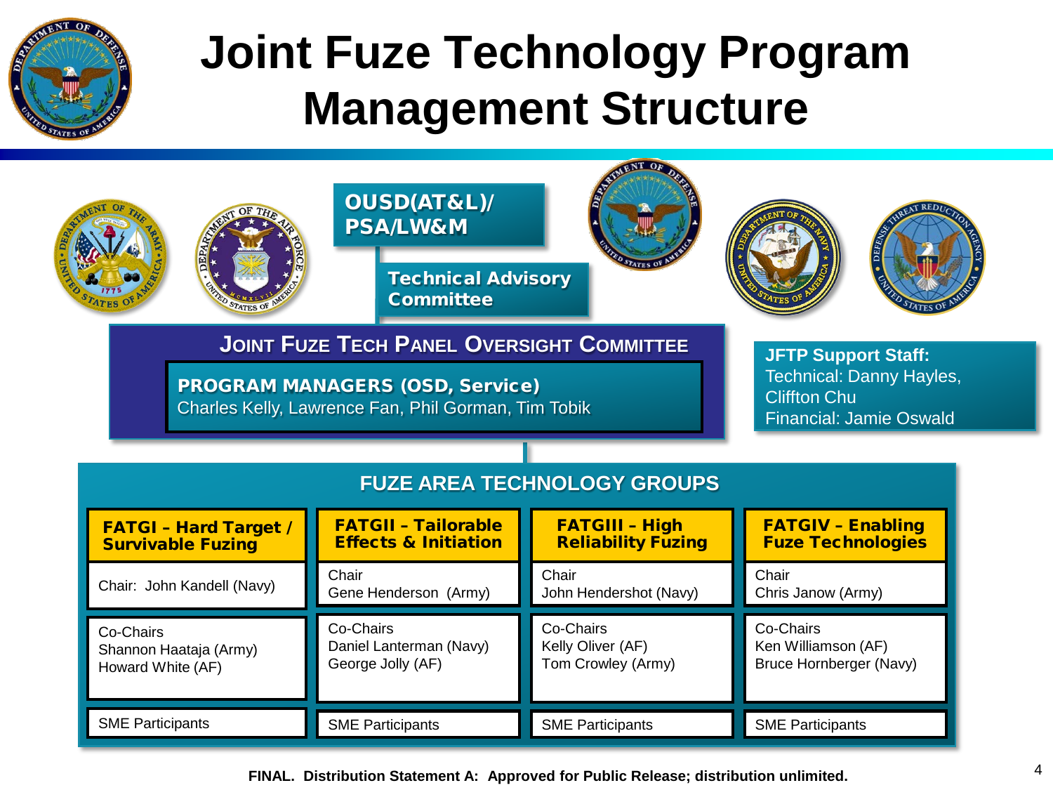# Joint Fuze Technology Program Management Structure

**OUSD(AT&L)/ PSA/LW&M**

**Technical Advisory Committee**

## JOINT FUZE TECH PANEL OVERSIGHT COMMITTEE

**PROGRAM MANAGERS (OSD, Service)**
Charles Kelly, Lawrence Fan, Phil Gorman, Tim Tobik

**JFTP Support Staff:**
Technical: Danny Hayles, Cliffton Chu
Financial: Jamie Oswald

## FUZE AREA TECHNOLOGY GROUPS

| FATGI – Hard Target / Survivable Fuzing | FATGII – Tailorable Effects & Initiation | FATGIII – High Reliability Fuzing | FATGIV – Enabling Fuze Technologies |
|---|---|---|---|
| Chair: John Kandell (Navy) | Chair<br>Gene Henderson (Army) | Chair<br>John Hendershot (Navy) | Chair<br>Chris Janow (Army) |
| Co-Chairs<br>Shannon Haataja (Army)<br>Howard White (AF) | Co-Chairs<br>Daniel Lanterman (Navy)<br>George Jolly (AF) | Co-Chairs<br>Kelly Oliver (AF)<br>Tom Crowley (Army) | Co-Chairs<br>Ken Williamson (AF)<br>Bruce Hornberger (Navy) |
| SME Participants | SME Participants | SME Participants | SME Participants |

**FINAL. Distribution Statement A: Approved for Public Release; distribution unlimited.**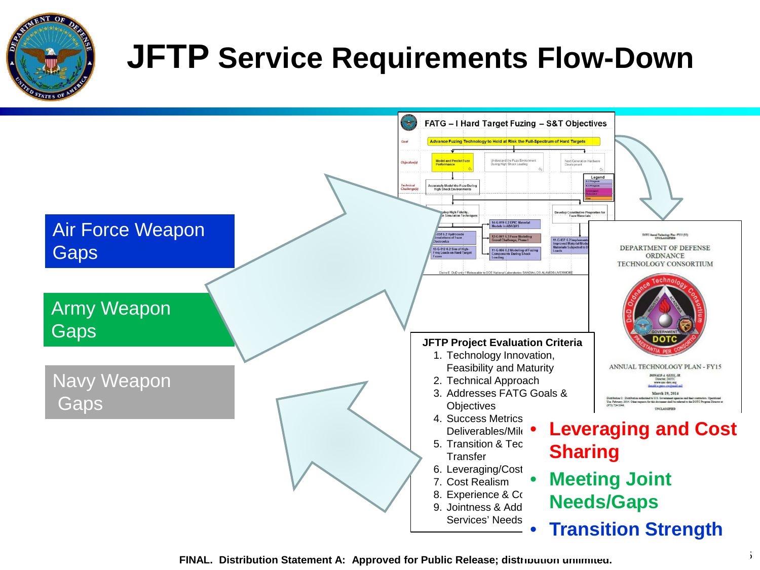# JFTP Service Requirements Flow-Down

Air Force Weapon Gaps

Army Weapon Gaps

Navy Weapon Gaps

FATG – I Hard Target Fuzing – S&T Objectives

DEPARTMENT OF DEFENSE ORDNANCE TECHNOLOGY CONSORTIUM

ANNUAL TECHNOLOGY PLAN - FY15

**JFTP Project Evaluation Criteria**

1. Technology Innovation, Feasibility and Maturity
2. Technical Approach
3. Addresses FATG Goals & Objectives
4. Success Metrics Deliverables/Mile
5. Transition & Tec Transfer
6. Leveraging/Cost
7. Cost Realism
8. Experience & Co
9. Jointness & Add Services' Needs

- **Leveraging and Cost Sharing**
- **Meeting Joint Needs/Gaps**
- **Transition Strength**

FINAL. Distribution Statement A: Approved for Public Release; distribution unlimited.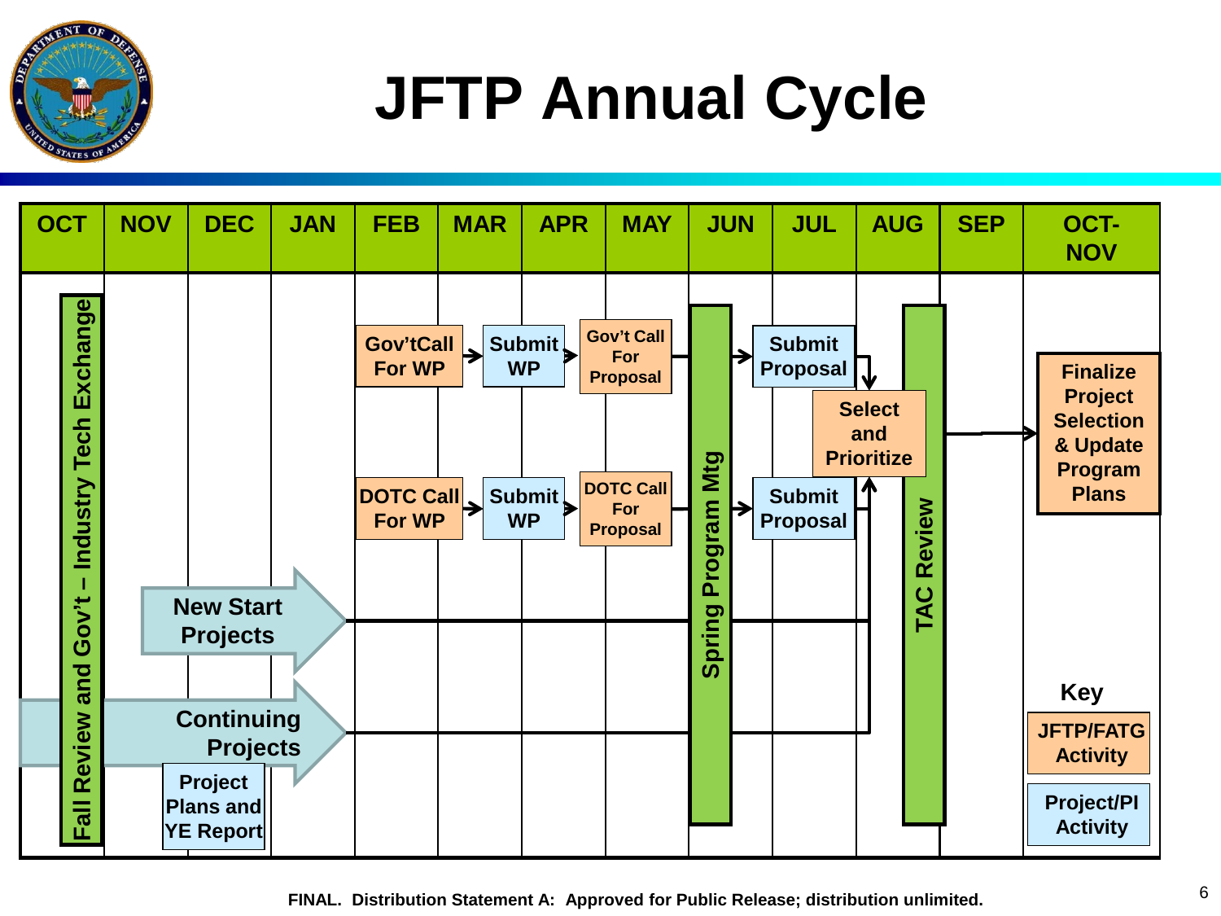# JFTP Annual Cycle

| OCT | NOV | DEC | JAN | FEB | MAR | APR | MAY | JUN | JUL | AUG | SEP | OCT-NOV |
|---|---|---|---|---|---|---|---|---|---|---|---|---|

- **Fall Review and Gov't – Industry Tech Exchange** (OCT)
- Gov'tCall For WP (FEB) → Submit WP (MAR) → Gov't Call For Proposal (MAY) → Submit Proposal (JUL)
- DOTC Call For WP (FEB) → Submit WP (MAR) → DOTC Call For Proposal (MAY) → Submit Proposal (JUL)
- New Start Projects (NOV–DEC)
- Continuing Projects (OCT–DEC)
- Project Plans and YE Report (DEC)
- **Spring Program Mtg** (JUN)
- Select and Prioritize (JUL–AUG)
- **TAC Review** (AUG)
- Finalize Project Selection & Update Program Plans (OCT-NOV)

**Key**

- JFTP/FATG Activity
- Project/PI Activity

FINAL. Distribution Statement A: Approved for Public Release; distribution unlimited.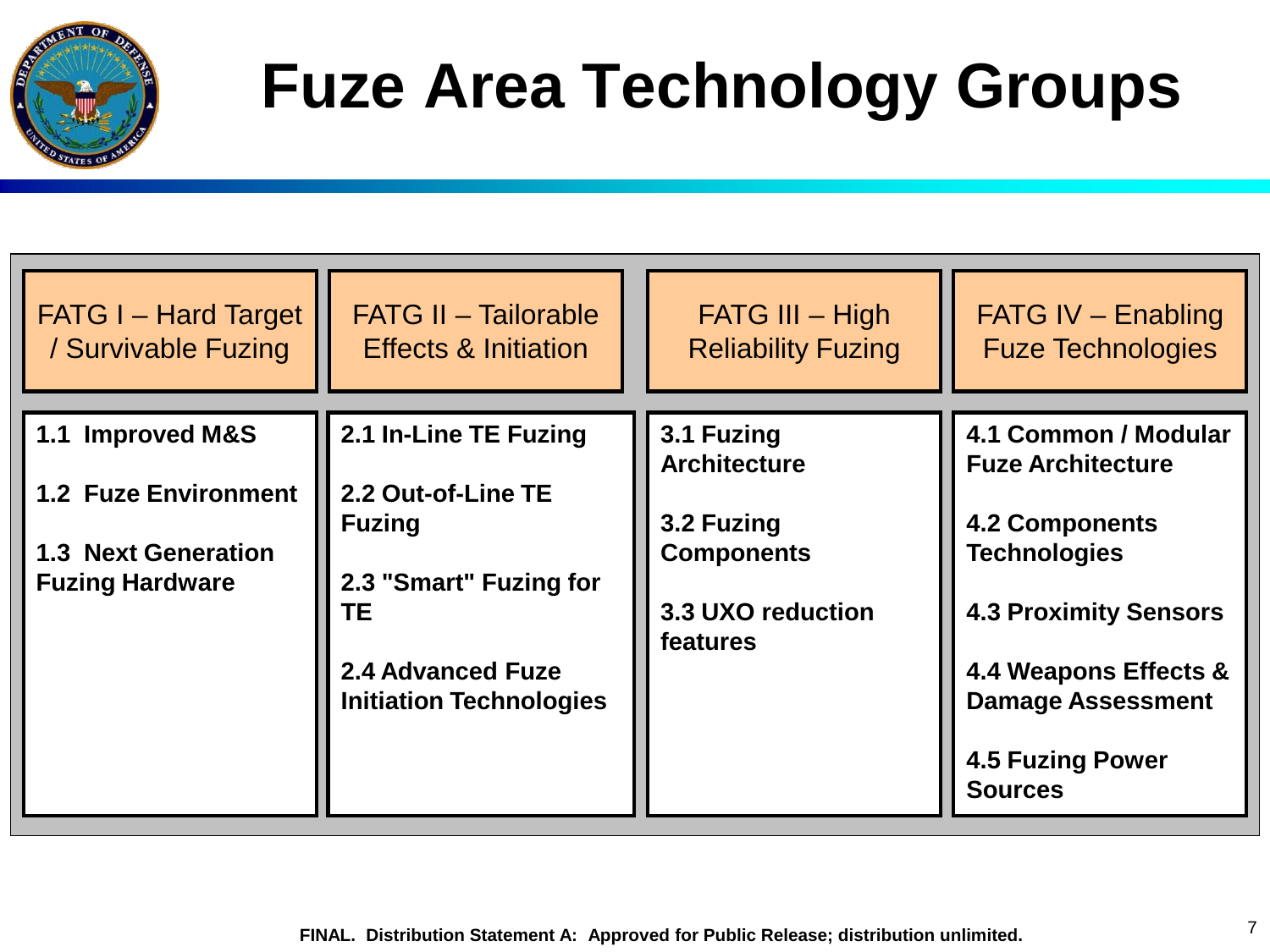# Fuze Area Technology Groups

| FATG I – Hard Target / Survivable Fuzing | FATG II – Tailorable Effects & Initiation | FATG III – High Reliability Fuzing | FATG IV – Enabling Fuze Technologies |
|---|---|---|---|
| **1.1 Improved M&S**<br><br>**1.2 Fuze Environment**<br><br>**1.3 Next Generation Fuzing Hardware** | **2.1 In-Line TE Fuzing**<br><br>**2.2 Out-of-Line TE Fuzing**<br><br>**2.3 "Smart" Fuzing for TE**<br><br>**2.4 Advanced Fuze Initiation Technologies** | **3.1 Fuzing Architecture**<br><br>**3.2 Fuzing Components**<br><br>**3.3 UXO reduction features** | **4.1 Common / Modular Fuze Architecture**<br><br>**4.2 Components Technologies**<br><br>**4.3 Proximity Sensors**<br><br>**4.4 Weapons Effects & Damage Assessment**<br><br>**4.5 Fuzing Power Sources** |

**FINAL. Distribution Statement A: Approved for Public Release; distribution unlimited.**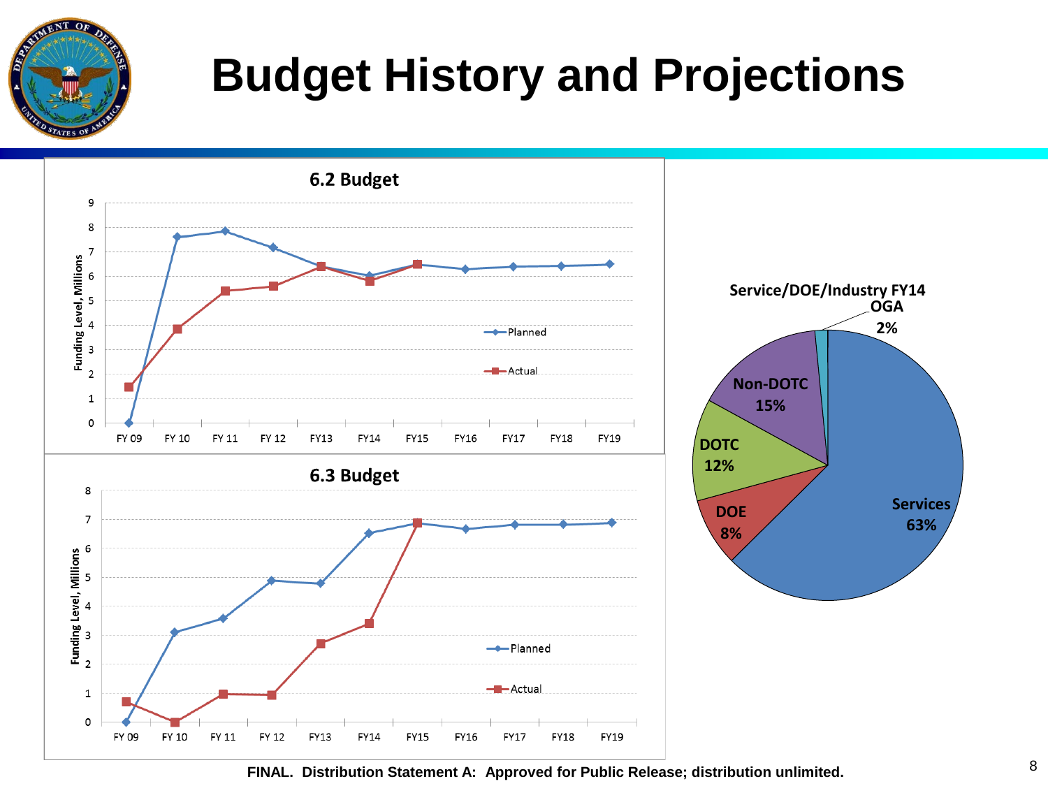# Budget History and Projections

**6.2 Budget**

| | FY 09 | FY 10 | FY 11 | FY 12 | FY13 | FY14 | FY15 | FY16 | FY17 | FY18 | FY19 |
|---|---|---|---|---|---|---|---|---|---|---|---|
| Planned | 0 | 7.6 | 7.85 | 7.2 | 6.4 | 6.05 | 6.5 | 6.3 | 6.4 | 6.45 | 6.5 |
| Actual | 1.5 | 3.85 | 5.4 | 5.6 | 6.4 | 5.85 | 6.5 | | | | |

Funding Level, Millions

**6.3 Budget**

| | FY 09 | FY 10 | FY 11 | FY 12 | FY13 | FY14 | FY15 | FY16 | FY17 | FY18 | FY19 |
|---|---|---|---|---|---|---|---|---|---|---|---|
| Planned | 0 | 3.1 | 3.6 | 4.9 | 4.8 | 6.55 | 6.9 | 6.7 | 6.85 | 6.85 | 6.9 |
| Actual | 0.7 | 0 | 0.97 | 0.95 | 2.7 | 3.4 | 6.9 | | | | |

Funding Level, Millions

**Service/DOE/Industry FY14**

| Category | Share |
|---|---|
| Services | 63% |
| Non-DOTC | 15% |
| DOTC | 12% |
| DOE | 8% |
| OGA | 2% |

FINAL. Distribution Statement A: Approved for Public Release; distribution unlimited.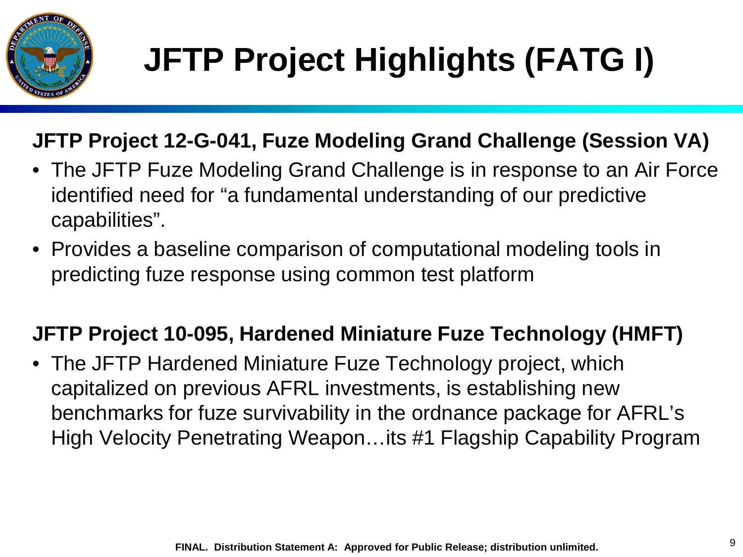# JFTP Project Highlights (FATG I)

**JFTP Project 12-G-041, Fuze Modeling Grand Challenge (Session VA)**

- The JFTP Fuze Modeling Grand Challenge is in response to an Air Force identified need for "a fundamental understanding of our predictive capabilities".
- Provides a baseline comparison of computational modeling tools in predicting fuze response using common test platform

**JFTP Project 10-095, Hardened Miniature Fuze Technology (HMFT)**

- The JFTP Hardened Miniature Fuze Technology project, which capitalized on previous AFRL investments, is establishing new benchmarks for fuze survivability in the ordnance package for AFRL's High Velocity Penetrating Weapon…its #1 Flagship Capability Program

**FINAL. Distribution Statement A: Approved for Public Release; distribution unlimited.**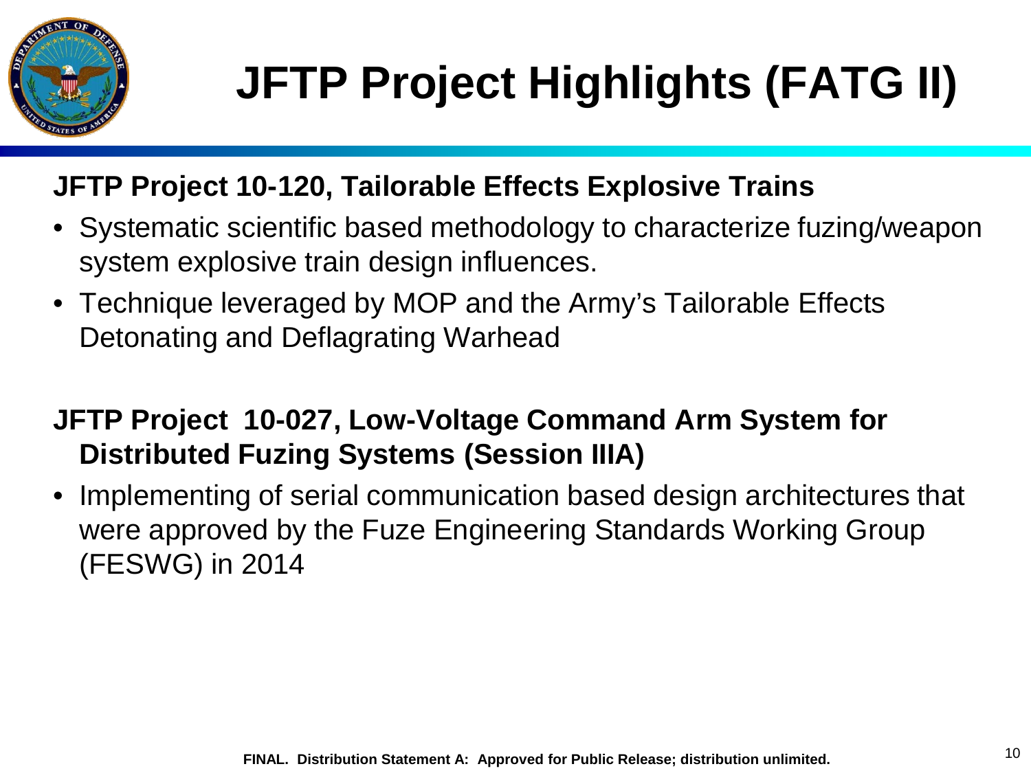# JFTP Project Highlights (FATG II)

**JFTP Project 10-120, Tailorable Effects Explosive Trains**

- Systematic scientific based methodology to characterize fuzing/weapon system explosive train design influences.
- Technique leveraged by MOP and the Army's Tailorable Effects Detonating and Deflagrating Warhead

**JFTP Project 10-027, Low-Voltage Command Arm System for Distributed Fuzing Systems (Session IIIA)**

- Implementing of serial communication based design architectures that were approved by the Fuze Engineering Standards Working Group (FESWG) in 2014

**FINAL. Distribution Statement A: Approved for Public Release; distribution unlimited.**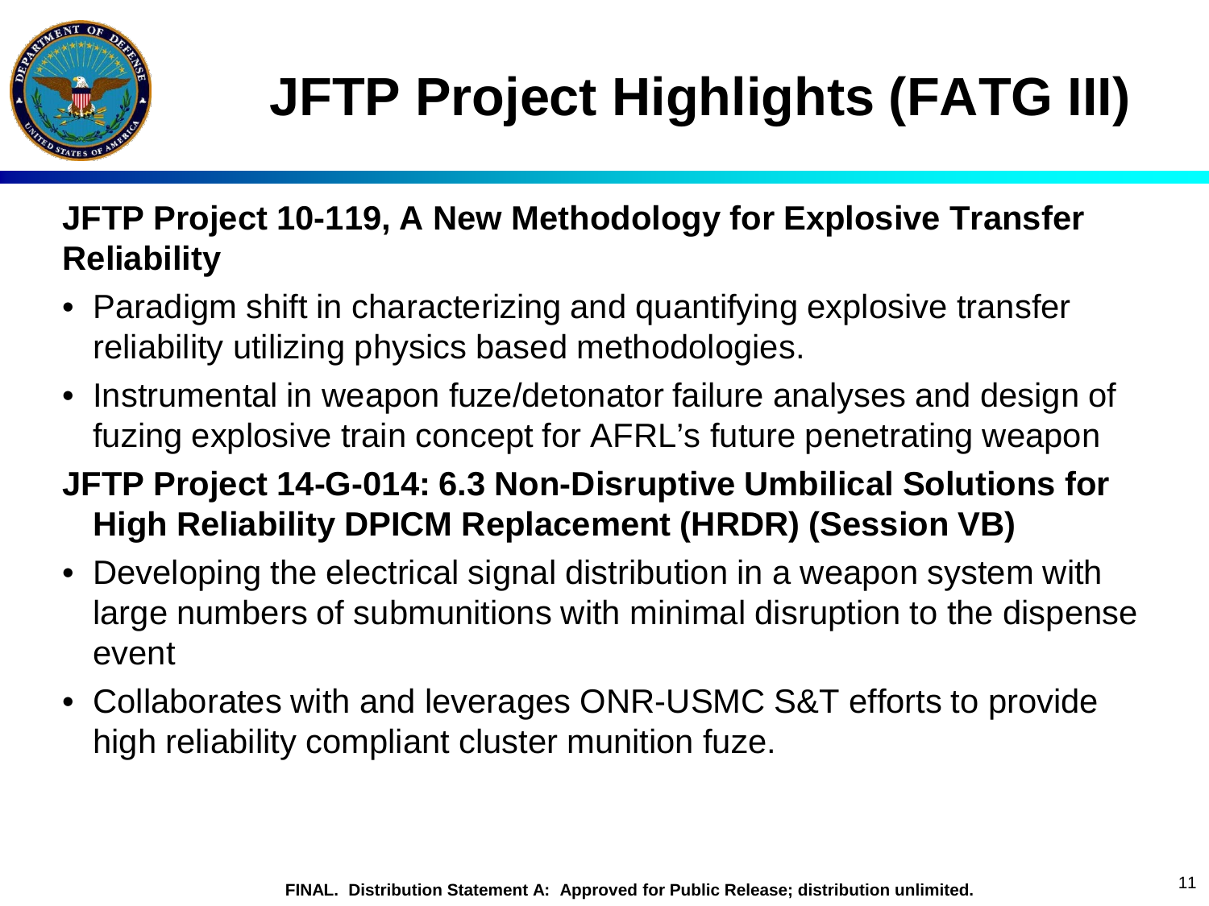# JFTP Project Highlights (FATG III)

**JFTP Project 10-119, A New Methodology for Explosive Transfer Reliability**

- Paradigm shift in characterizing and quantifying explosive transfer reliability utilizing physics based methodologies.
- Instrumental in weapon fuze/detonator failure analyses and design of fuzing explosive train concept for AFRL's future penetrating weapon

**JFTP Project 14-G-014: 6.3 Non-Disruptive Umbilical Solutions for High Reliability DPICM Replacement (HRDR) (Session VB)**

- Developing the electrical signal distribution in a weapon system with large numbers of submunitions with minimal disruption to the dispense event
- Collaborates with and leverages ONR-USMC S&T efforts to provide high reliability compliant cluster munition fuze.

**FINAL. Distribution Statement A: Approved for Public Release; distribution unlimited.**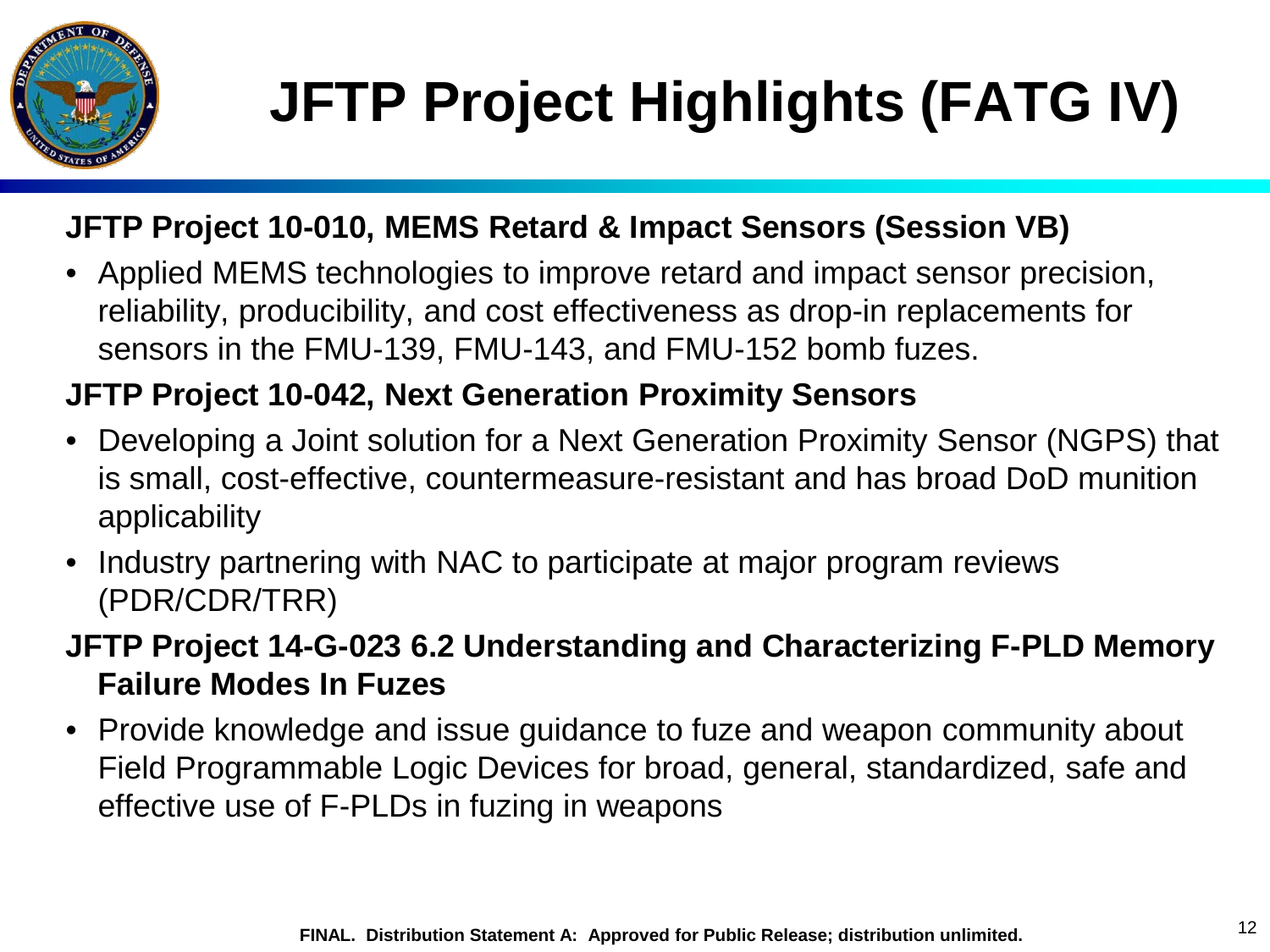# JFTP Project Highlights (FATG IV)

**JFTP Project 10-010, MEMS Retard & Impact Sensors (Session VB)**

- Applied MEMS technologies to improve retard and impact sensor precision, reliability, producibility, and cost effectiveness as drop-in replacements for sensors in the FMU-139, FMU-143, and FMU-152 bomb fuzes.

**JFTP Project 10-042, Next Generation Proximity Sensors**

- Developing a Joint solution for a Next Generation Proximity Sensor (NGPS) that is small, cost-effective, countermeasure-resistant and has broad DoD munition applicability
- Industry partnering with NAC to participate at major program reviews (PDR/CDR/TRR)

**JFTP Project 14-G-023 6.2 Understanding and Characterizing F-PLD Memory Failure Modes In Fuzes**

- Provide knowledge and issue guidance to fuze and weapon community about Field Programmable Logic Devices for broad, general, standardized, safe and effective use of F-PLDs in fuzing in weapons

FINAL. Distribution Statement A: Approved for Public Release; distribution unlimited.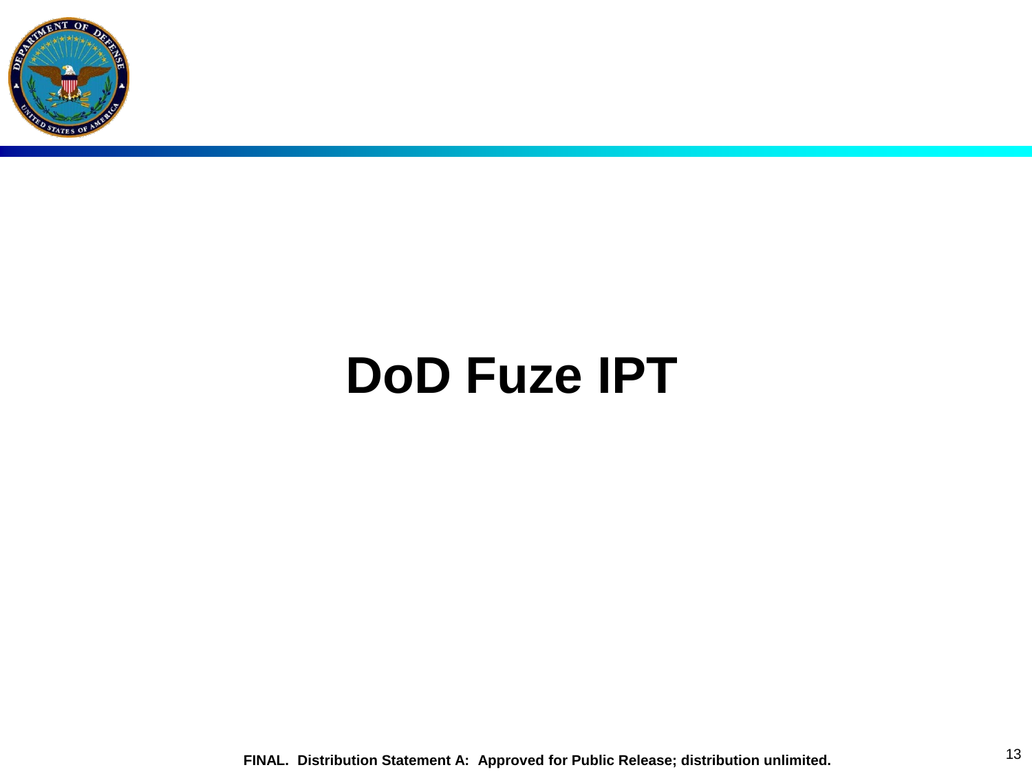# DoD Fuze IPT

FINAL. Distribution Statement A: Approved for Public Release; distribution unlimited.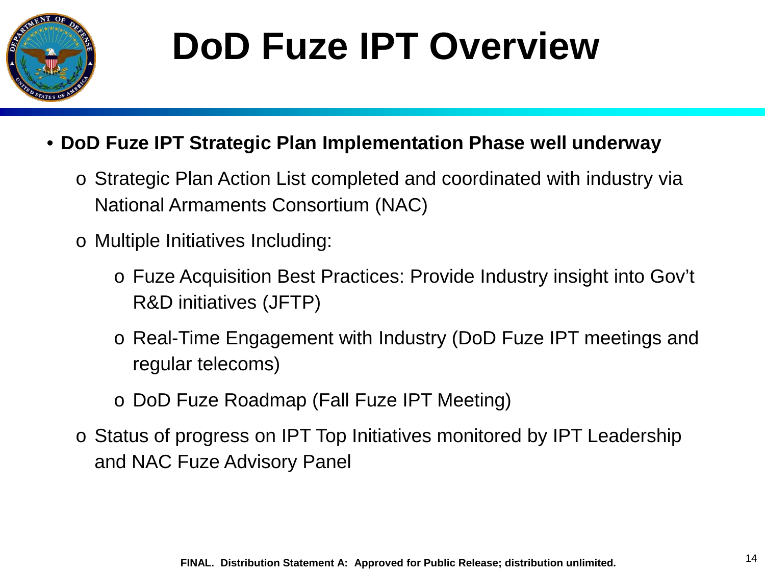# DoD Fuze IPT Overview

- **DoD Fuze IPT Strategic Plan Implementation Phase well underway**
  - Strategic Plan Action List completed and coordinated with industry via National Armaments Consortium (NAC)
  - Multiple Initiatives Including:
    - Fuze Acquisition Best Practices: Provide Industry insight into Gov't R&D initiatives (JFTP)
    - Real-Time Engagement with Industry (DoD Fuze IPT meetings and regular telecoms)
    - DoD Fuze Roadmap (Fall Fuze IPT Meeting)
  - Status of progress on IPT Top Initiatives monitored by IPT Leadership and NAC Fuze Advisory Panel

**FINAL. Distribution Statement A: Approved for Public Release; distribution unlimited.**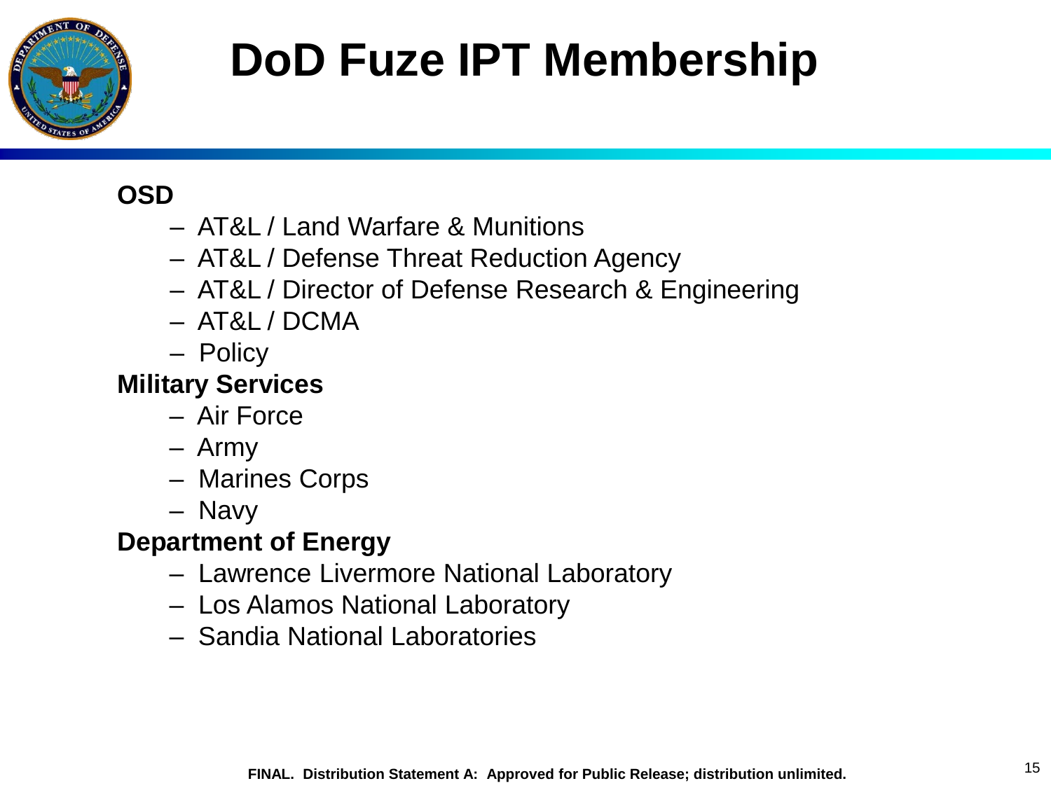# DoD Fuze IPT Membership

**OSD**

- AT&L / Land Warfare & Munitions
- AT&L / Defense Threat Reduction Agency
- AT&L / Director of Defense Research & Engineering
- AT&L / DCMA
- Policy

**Military Services**

- Air Force
- Army
- Marines Corps
- Navy

**Department of Energy**

- Lawrence Livermore National Laboratory
- Los Alamos National Laboratory
- Sandia National Laboratories

**FINAL. Distribution Statement A: Approved for Public Release; distribution unlimited.**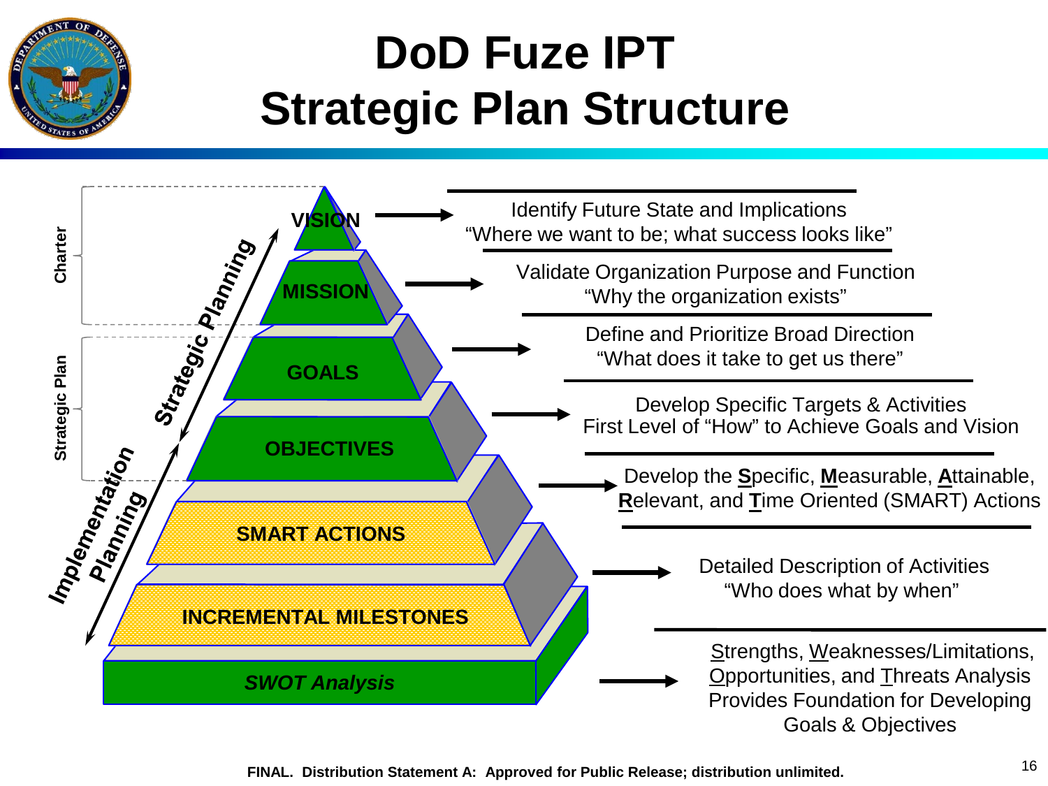# DoD Fuze IPT
# Strategic Plan Structure

Charter

Strategic Plan

Strategic Planning

Implementation Planning

| Level | Description |
| --- | --- |
| **VISION** | Identify Future State and Implications<br>"Where we want to be; what success looks like" |
| **MISSION** | Validate Organization Purpose and Function<br>"Why the organization exists" |
| **GOALS** | Define and Prioritize Broad Direction<br>"What does it take to get us there" |
| **OBJECTIVES** | Develop Specific Targets & Activities<br>First Level of "How" to Achieve Goals and Vision |
| **SMART ACTIONS** | Develop the **S**pecific, **M**easurable, **A**ttainable, **R**elevant, and **T**ime Oriented (SMART) Actions |
| **INCREMENTAL MILESTONES** | Detailed Description of Activities<br>"Who does what by when" |
| ***SWOT Analysis*** | Strengths, Weaknesses/Limitations, Opportunities, and Threats Analysis<br>Provides Foundation for Developing Goals & Objectives |

**FINAL. Distribution Statement A: Approved for Public Release; distribution unlimited.**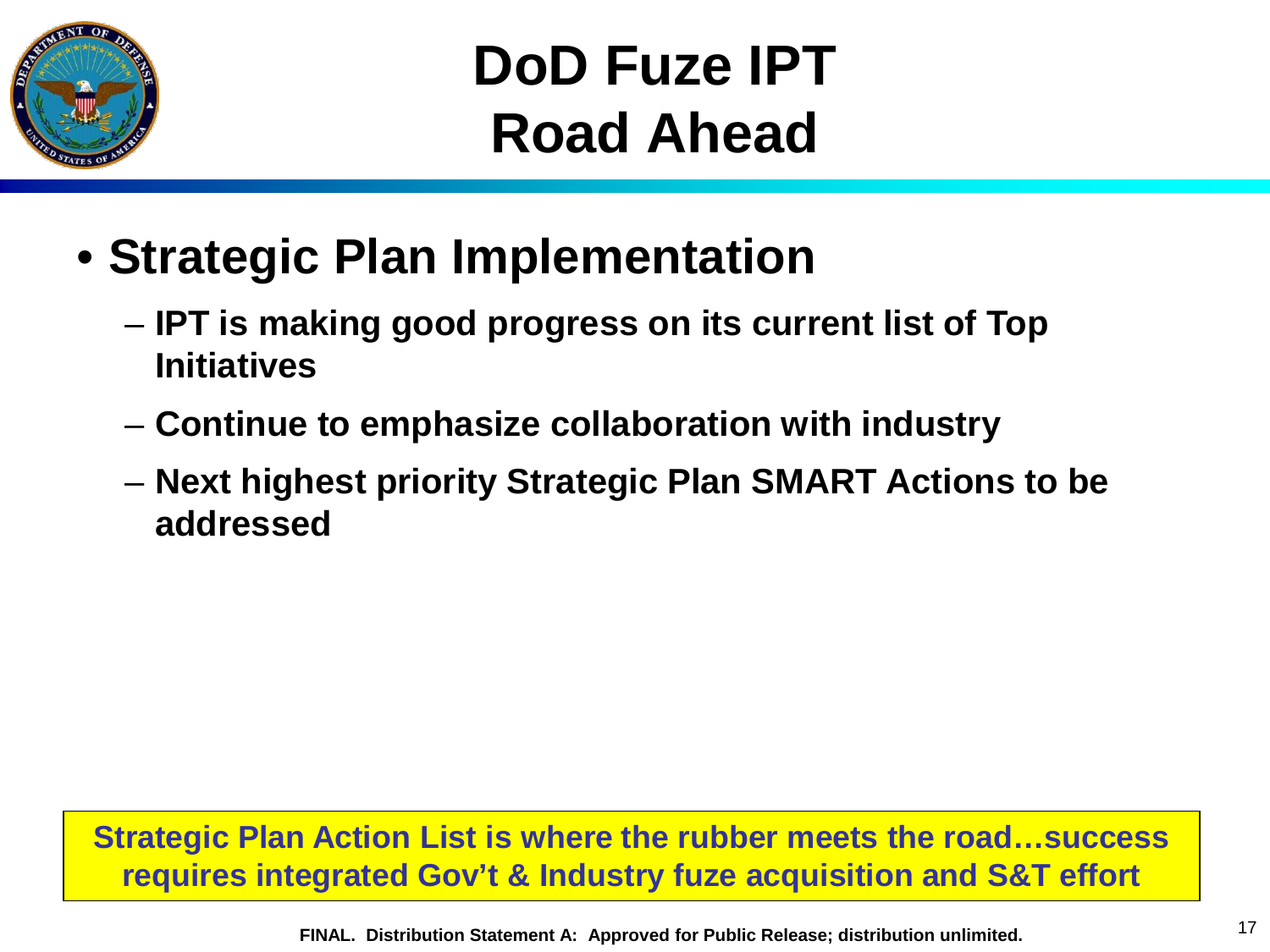# DoD Fuze IPT
# Road Ahead

- **Strategic Plan Implementation**
  - **IPT is making good progress on its current list of Top Initiatives**
  - **Continue to emphasize collaboration with industry**
  - **Next highest priority Strategic Plan SMART Actions to be addressed**

**Strategic Plan Action List is where the rubber meets the road…success requires integrated Gov't & Industry fuze acquisition and S&T effort**

**FINAL. Distribution Statement A: Approved for Public Release; distribution unlimited.**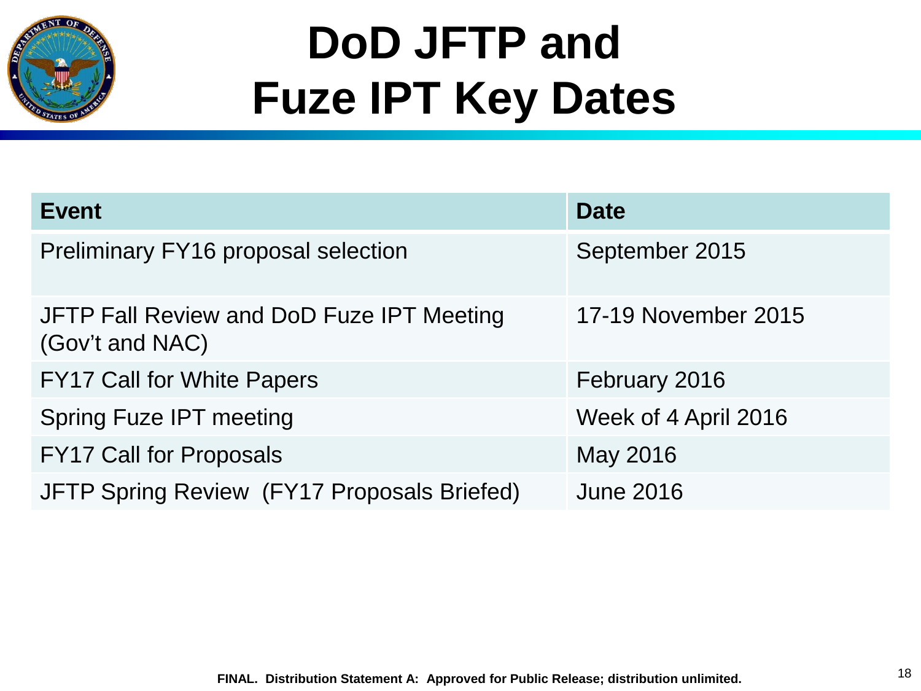# DoD JFTP and Fuze IPT Key Dates

| Event | Date |
| --- | --- |
| Preliminary FY16 proposal selection | September 2015 |
| JFTP Fall Review and DoD Fuze IPT Meeting (Gov't and NAC) | 17-19 November 2015 |
| FY17 Call for White Papers | February 2016 |
| Spring Fuze IPT meeting | Week of 4 April 2016 |
| FY17 Call for Proposals | May 2016 |
| JFTP Spring Review (FY17 Proposals Briefed) | June 2016 |

**FINAL. Distribution Statement A: Approved for Public Release; distribution unlimited.**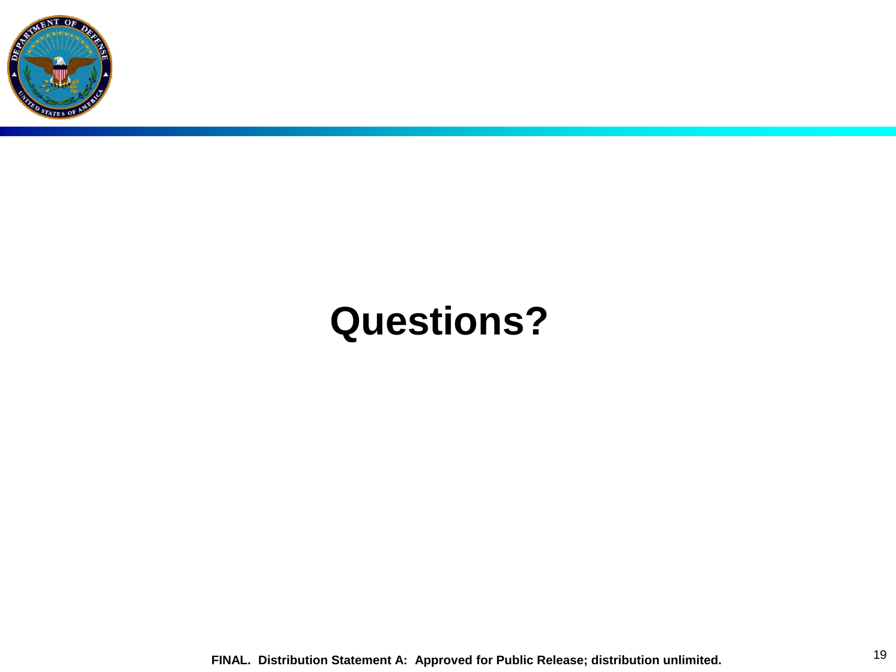# Questions?

FINAL. Distribution Statement A: Approved for Public Release; distribution unlimited.